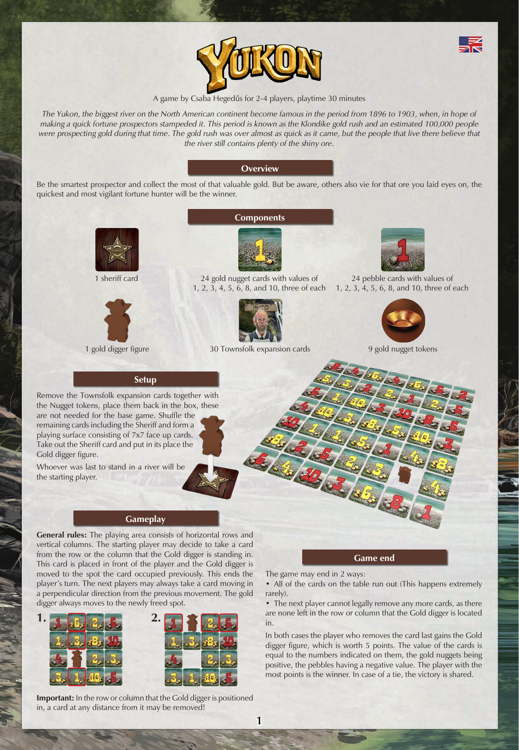# YUKON

A game by Csaba Hegedűs for 2-4 players, playtime 30 minutes

*The Yukon, the biggest river on the North American continent become famous in the period from 1896 to 1903, when, in hope of making a quick fortune prospectors stampeded it. This period is known as the Klondike gold rush and an estimated 100,000 people were prospecting gold during that time. The gold rush was over almost as quick as it came, but the people that live there believe that the river still contains plenty of the shiny ore.*

## Overview

Be the smartest prospector and collect the most of that valuable gold. But be aware, others also vie for that ore you laid eyes on, the quickest and most vigilant fortune hunter will be the winner.

## Components

- 1 sheriff card
- 24 gold nugget cards with values of 1, 2, 3, 4, 5, 6, 8, and 10, three of each
- 24 pebble cards with values of 1, 2, 3, 4, 5, 6, 8, and 10, three of each
- 1 gold digger figure
- 30 Townsfolk expansion cards
- 9 gold nugget tokens

## Setup

Remove the Townsfolk expansion cards together with the Nugget tokens, place them back in the box, these are not needed for the base game. Shuffle the remaining cards including the Sheriff and form a playing surface consisting of 7x7 face up cards. Take out the Sheriff card and put in its place the Gold digger figure.

Whoever was last to stand in a river will be the starting player.

## Gameplay

**General rules:** The playing area consists of horizontal rows and vertical columns. The starting player may decide to take a card from the row or the column that the Gold digger is standing in. This card is placed in front of the player and the Gold digger is moved to the spot the card occupied previously. This ends the player's turn. The next players may always take a card moving in a perpendicular direction from the previous movement. The gold digger always moves to the newly freed spot.

**Important:** In the row or column that the Gold digger is positioned in, a card at any distance from it may be removed!

## Game end

The game may end in 2 ways:

- All of the cards on the table run out (This happens extremely rarely).
- The next player cannot legally remove any more cards, as there are none left in the row or column that the Gold digger is located in.

In both cases the player who removes the card last gains the Gold digger figure, which is worth 5 points. The value of the cards is equal to the numbers indicated on them, the gold nuggets being positive, the pebbles having a negative value. The player with the most points is the winner. In case of a tie, the victory is shared.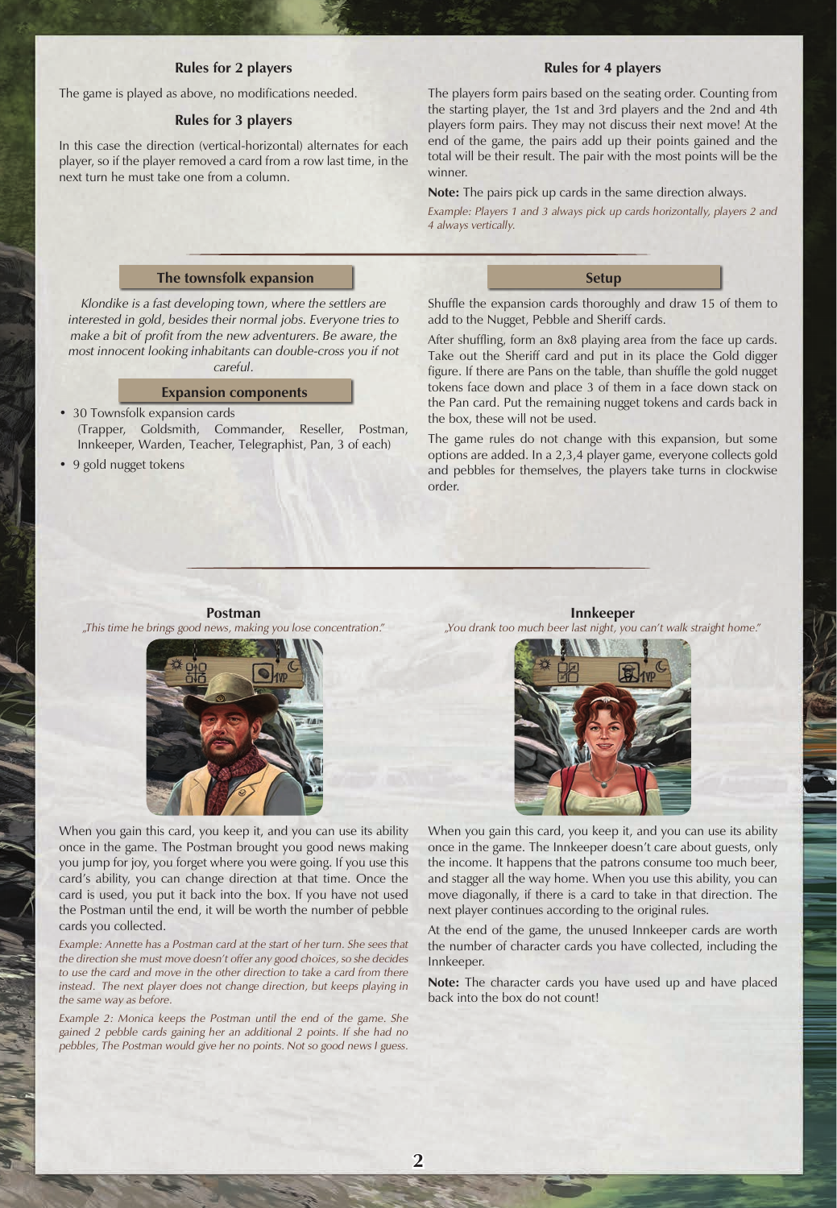## Rules for 2 players

The game is played as above, no modifications needed.

## Rules for 3 players

In this case the direction (vertical-horizontal) alternates for each player, so if the player removed a card from a row last time, in the next turn he must take one from a column.

## Rules for 4 players

The players form pairs based on the seating order. Counting from the starting player, the 1st and 3rd players and the 2nd and 4th players form pairs. They may not discuss their next move! At the end of the game, the pairs add up their points gained and the total will be their result. The pair with the most points will be the winner.

**Note:** The pairs pick up cards in the same direction always.

*Example: Players 1 and 3 always pick up cards horizontally, players 2 and 4 always vertically.*

## The townsfolk expansion

*Klondike is a fast developing town, where the settlers are interested in gold, besides their normal jobs. Everyone tries to make a bit of profit from the new adventurers. Be aware, the most innocent looking inhabitants can double-cross you if not careful.*

## Expansion components

- 30 Townsfolk expansion cards (Trapper, Goldsmith, Commander, Reseller, Postman, Innkeeper, Warden, Teacher, Telegraphist, Pan, 3 of each)
- 9 gold nugget tokens

## Setup

Shuffle the expansion cards thoroughly and draw 15 of them to add to the Nugget, Pebble and Sheriff cards.

After shuffling, form an 8x8 playing area from the face up cards. Take out the Sheriff card and put in its place the Gold digger figure. If there are Pans on the table, than shuffle the gold nugget tokens face down and place 3 of them in a face down stack on the Pan card. Put the remaining nugget tokens and cards back in the box, these will not be used.

The game rules do not change with this expansion, but some options are added. In a 2,3,4 player game, everyone collects gold and pebbles for themselves, the players take turns in clockwise order.

### Postman

*„This time he brings good news, making you lose concentration."*

When you gain this card, you keep it, and you can use its ability once in the game. The Postman brought you good news making you jump for joy, you forget where you were going. If you use this card's ability, you can change direction at that time. Once the card is used, you put it back into the box. If you have not used the Postman until the end, it will be worth the number of pebble cards you collected.

*Example: Annette has a Postman card at the start of her turn. She sees that the direction she must move doesn't offer any good choices, so she decides to use the card and move in the other direction to take a card from there instead. The next player does not change direction, but keeps playing in the same way as before.*

*Example 2: Monica keeps the Postman until the end of the game. She gained 2 pebble cards gaining her an additional 2 points. If she had no pebbles, The Postman would give her no points. Not so good news I guess.*

### Innkeeper

*„You drank too much beer last night, you can't walk straight home."*

When you gain this card, you keep it, and you can use its ability once in the game. The Innkeeper doesn't care about guests, only the income. It happens that the patrons consume too much beer, and stagger all the way home. When you use this ability, you can move diagonally, if there is a card to take in that direction. The next player continues according to the original rules.

At the end of the game, the unused Innkeeper cards are worth the number of character cards you have collected, including the Innkeeper.

**Note:** The character cards you have used up and have placed back into the box do not count!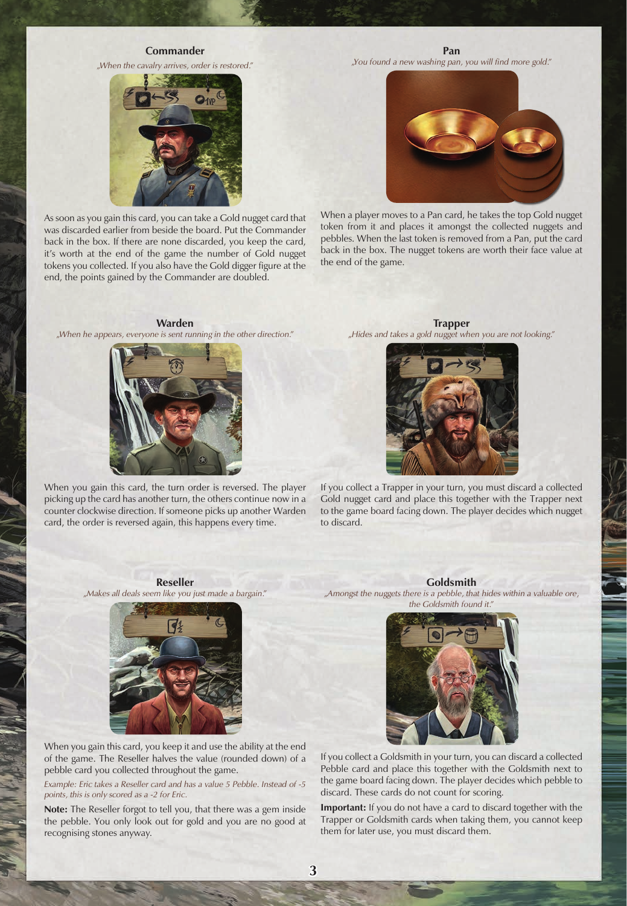### Commander

*„When the cavalry arrives, order is restored."*

As soon as you gain this card, you can take a Gold nugget card that was discarded earlier from beside the board. Put the Commander back in the box. If there are none discarded, you keep the card, it's worth at the end of the game the number of Gold nugget tokens you collected. If you also have the Gold digger figure at the end, the points gained by the Commander are doubled.

### Pan

*„You found a new washing pan, you will find more gold."*

When a player moves to a Pan card, he takes the top Gold nugget token from it and places it amongst the collected nuggets and pebbles. When the last token is removed from a Pan, put the card back in the box. The nugget tokens are worth their face value at the end of the game.

### Warden

*„When he appears, everyone is sent running in the other direction."*

When you gain this card, the turn order is reversed. The player picking up the card has another turn, the others continue now in a counter clockwise direction. If someone picks up another Warden card, the order is reversed again, this happens every time.

### Trapper

*„Hides and takes a gold nugget when you are not looking."*

If you collect a Trapper in your turn, you must discard a collected Gold nugget card and place this together with the Trapper next to the game board facing down. The player decides which nugget to discard.

### Reseller

*„Makes all deals seem like you just made a bargain."*

When you gain this card, you keep it and use the ability at the end of the game. The Reseller halves the value (rounded down) of a pebble card you collected throughout the game.

*Example: Eric takes a Reseller card and has a value 5 Pebble. Instead of -5 points, this is only scored as a -2 for Eric.*

**Note:** The Reseller forgot to tell you, that there was a gem inside the pebble. You only look out for gold and you are no good at recognising stones anyway.

### Goldsmith

*„Amongst the nuggets there is a pebble, that hides within a valuable ore, the Goldsmith found it."*

If you collect a Goldsmith in your turn, you can discard a collected Pebble card and place this together with the Goldsmith next to the game board facing down. The player decides which pebble to discard. These cards do not count for scoring.

**Important:** If you do not have a card to discard together with the Trapper or Goldsmith cards when taking them, you cannot keep them for later use, you must discard them.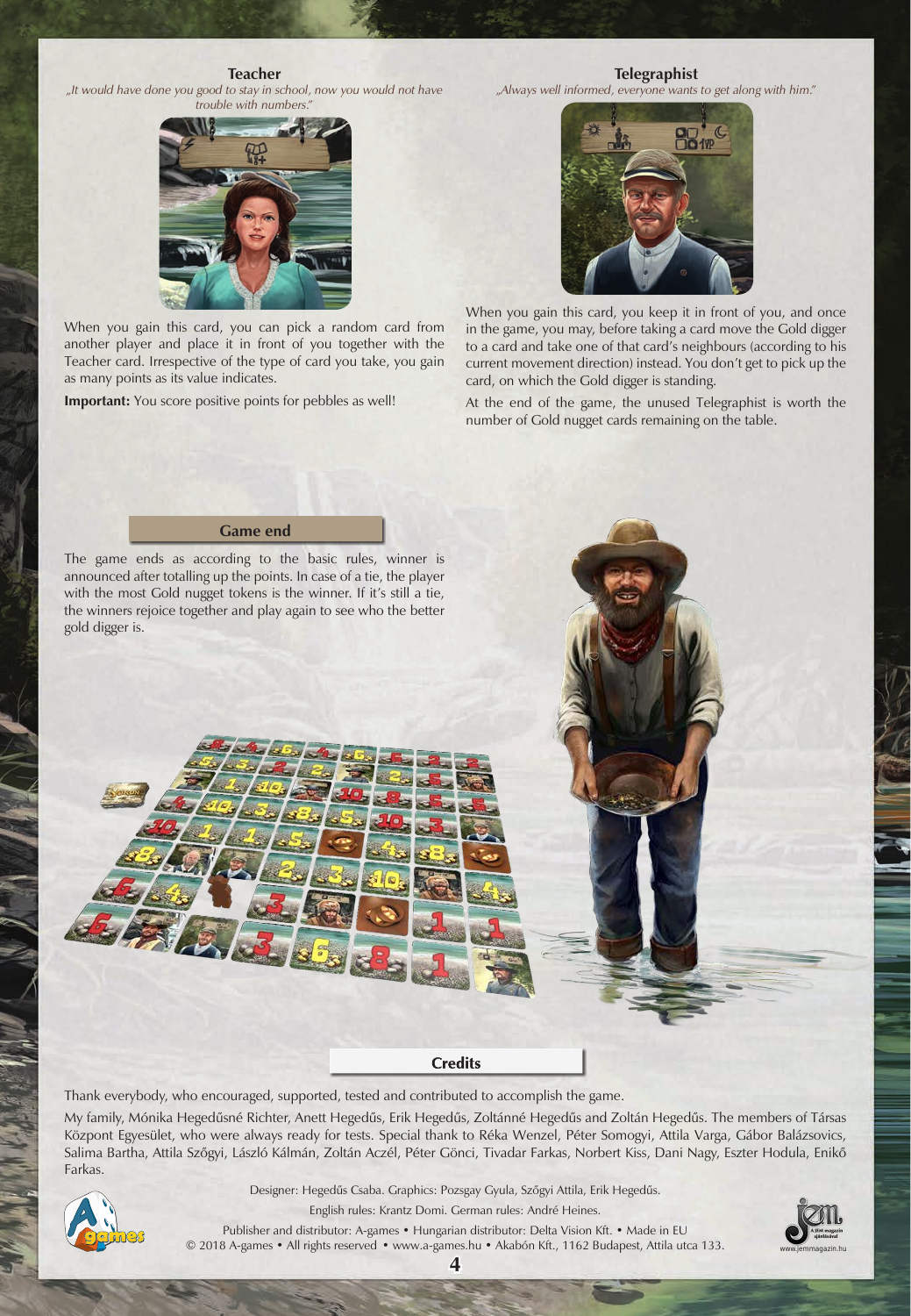### Teacher

*„It would have done you good to stay in school, now you would not have trouble with numbers."*

When you gain this card, you can pick a random card from another player and place it in front of you together with the Teacher card. Irrespective of the type of card you take, you gain as many points as its value indicates.

**Important:** You score positive points for pebbles as well!

### Telegraphist

*„Always well informed, everyone wants to get along with him."*

When you gain this card, you keep it in front of you, and once in the game, you may, before taking a card move the Gold digger to a card and take one of that card's neighbours (according to his current movement direction) instead. You don't get to pick up the card, on which the Gold digger is standing.

At the end of the game, the unused Telegraphist is worth the number of Gold nugget cards remaining on the table.

## Game end

The game ends as according to the basic rules, winner is announced after totalling up the points. In case of a tie, the player with the most Gold nugget tokens is the winner. If it's still a tie, the winners rejoice together and play again to see who the better gold digger is.

## Credits

Thank everybody, who encouraged, supported, tested and contributed to accomplish the game.

My family, Mónika Hegedűsné Richter, Anett Hegedűs, Erik Hegedűs, Zoltánné Hegedűs and Zoltán Hegedűs. The members of Társas Központ Egyesület, who were always ready for tests. Special thank to Réka Wenzel, Péter Somogyi, Attila Varga, Gábor Balázsovics, Salima Bartha, Attila Szőgyi, László Kálmán, Zoltán Aczél, Péter Gönci, Tivadar Farkas, Norbert Kiss, Dani Nagy, Eszter Hodula, Enikő Farkas.

Designer: Hegedűs Csaba. Graphics: Pozsgay Gyula, Szőgyi Attila, Erik Hegedűs.

English rules: Krantz Domi. German rules: André Heines.

Publisher and distributor: A-games • Hungarian distributor: Delta Vision Kft. • Made in EU

© 2018 A-games • All rights reserved • www.a-games.hu • Akabón Kft., 1162 Budapest, Attila utca 133.